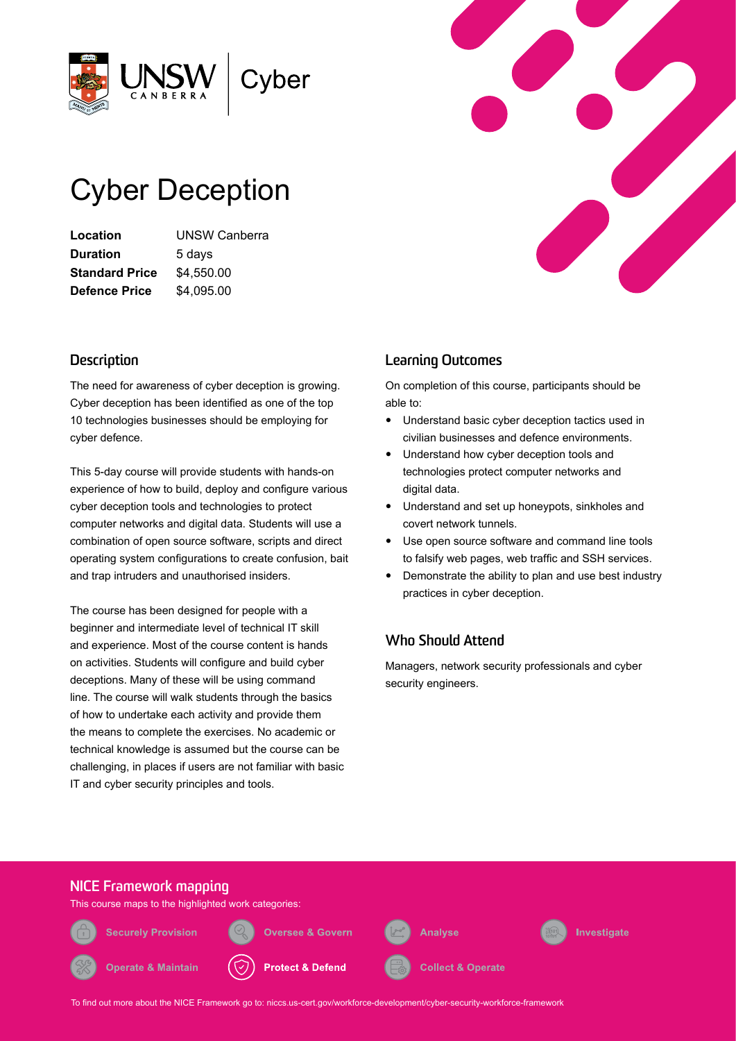UNSW CANBERRA | Cyber

# Cyber Deception

| | |
|---|---|
| **Location** | UNSW Canberra |
| **Duration** | 5 days |
| **Standard Price** | $4,550.00 |
| **Defence Price** | $4,095.00 |

## Description

The need for awareness of cyber deception is growing. Cyber deception has been identified as one of the top 10 technologies businesses should be employing for cyber defence.

This 5-day course will provide students with hands-on experience of how to build, deploy and configure various cyber deception tools and technologies to protect computer networks and digital data. Students will use a combination of open source software, scripts and direct operating system configurations to create confusion, bait and trap intruders and unauthorised insiders.

The course has been designed for people with a beginner and intermediate level of technical IT skill and experience. Most of the course content is hands on activities. Students will configure and build cyber deceptions. Many of these will be using command line. The course will walk students through the basics of how to undertake each activity and provide them the means to complete the exercises. No academic or technical knowledge is assumed but the course can be challenging, in places if users are not familiar with basic IT and cyber security principles and tools.

## Learning Outcomes

On completion of this course, participants should be able to:

- Understand basic cyber deception tactics used in civilian businesses and defence environments.
- Understand how cyber deception tools and technologies protect computer networks and digital data.
- Understand and set up honeypots, sinkholes and covert network tunnels.
- Use open source software and command line tools to falsify web pages, web traffic and SSH services.
- Demonstrate the ability to plan and use best industry practices in cyber deception.

## Who Should Attend

Managers, network security professionals and cyber security engineers.

## NICE Framework mapping

This course maps to the highlighted work categories:

- Securely Provision
- Oversee & Govern
- Analyse
- Investigate
- Operate & Maintain
- **Protect & Defend**
- Collect & Operate

To find out more about the NICE Framework go to: niccs.us-cert.gov/workforce-development/cyber-security-workforce-framework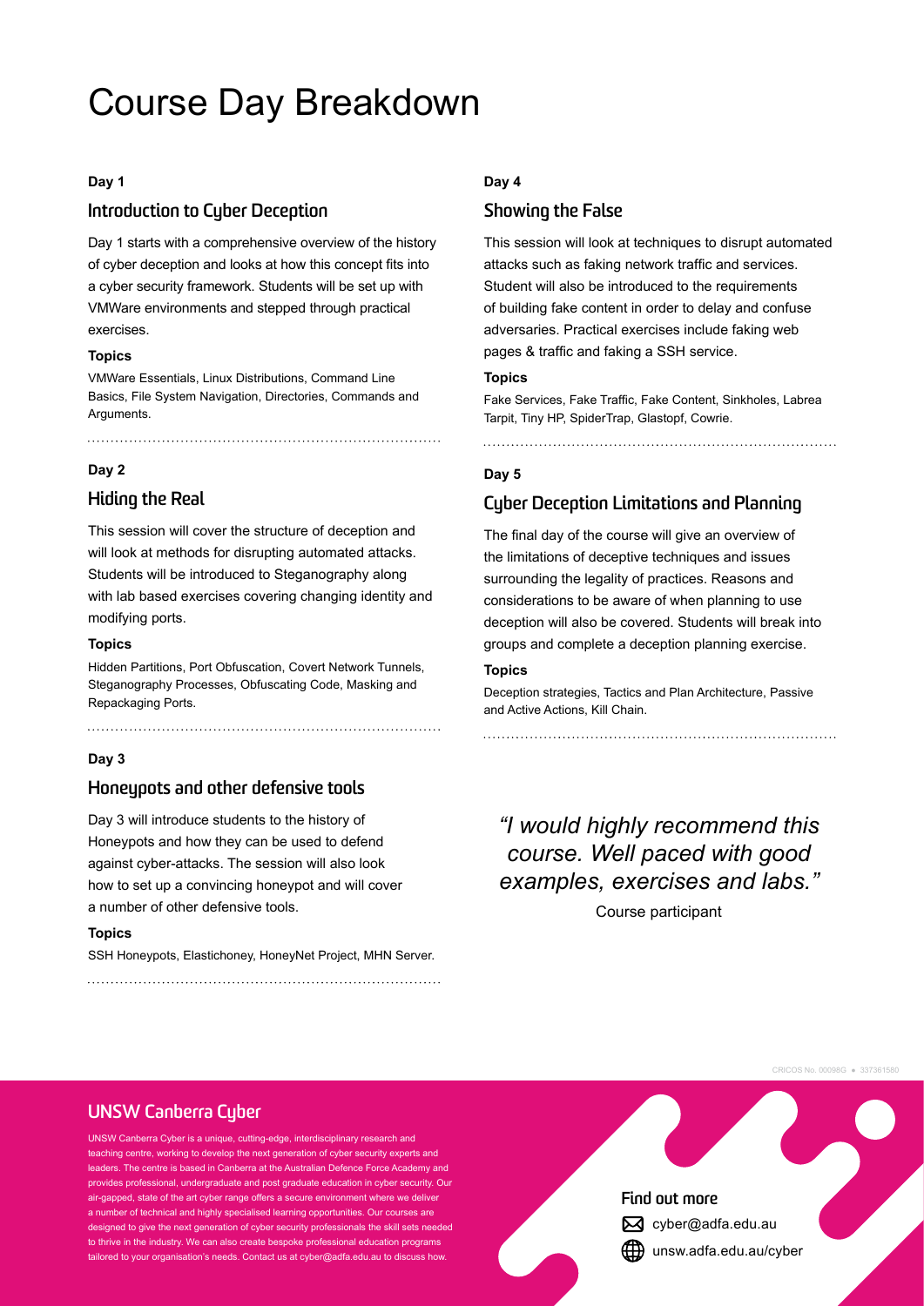# Course Day Breakdown

**Day 1**

## Introduction to Cyber Deception

Day 1 starts with a comprehensive overview of the history of cyber deception and looks at how this concept fits into a cyber security framework. Students will be set up with VMWare environments and stepped through practical exercises.

**Topics**

VMWare Essentials, Linux Distributions, Command Line Basics, File System Navigation, Directories, Commands and Arguments.

**Day 2**

## Hiding the Real

This session will cover the structure of deception and will look at methods for disrupting automated attacks. Students will be introduced to Steganography along with lab based exercises covering changing identity and modifying ports.

**Topics**

Hidden Partitions, Port Obfuscation, Covert Network Tunnels, Steganography Processes, Obfuscating Code, Masking and Repackaging Ports.

**Day 3**

## Honeypots and other defensive tools

Day 3 will introduce students to the history of Honeypots and how they can be used to defend against cyber-attacks. The session will also look how to set up a convincing honeypot and will cover a number of other defensive tools.

**Topics**

SSH Honeypots, Elastichoney, HoneyNet Project, MHN Server.

**Day 4**

## Showing the False

This session will look at techniques to disrupt automated attacks such as faking network traffic and services. Student will also be introduced to the requirements of building fake content in order to delay and confuse adversaries. Practical exercises include faking web pages & traffic and faking a SSH service.

**Topics**

Fake Services, Fake Traffic, Fake Content, Sinkholes, Labrea Tarpit, Tiny HP, SpiderTrap, Glastopf, Cowrie.

**Day 5**

## Cyber Deception Limitations and Planning

The final day of the course will give an overview of the limitations of deceptive techniques and issues surrounding the legality of practices. Reasons and considerations to be aware of when planning to use deception will also be covered. Students will break into groups and complete a deception planning exercise.

**Topics**

Deception strategies, Tactics and Plan Architecture, Passive and Active Actions, Kill Chain.

*"I would highly recommend this course. Well paced with good examples, exercises and labs."*

Course participant

CRICOS No. 00098G • 337361580

## UNSW Canberra Cyber

UNSW Canberra Cyber is a unique, cutting-edge, interdisciplinary research and teaching centre, working to develop the next generation of cyber security experts and leaders. The centre is based in Canberra at the Australian Defence Force Academy and provides professional, undergraduate and post graduate education in cyber security. Our air-gapped, state of the art cyber range offers a secure environment where we deliver a number of technical and highly specialised learning opportunities. Our courses are designed to give the next generation of cyber security professionals the skill sets needed to thrive in the industry. We can also create bespoke professional education programs tailored to your organisation's needs. Contact us at cyber@adfa.edu.au to discuss how.

**Find out more**

cyber@adfa.edu.au

unsw.adfa.edu.au/cyber